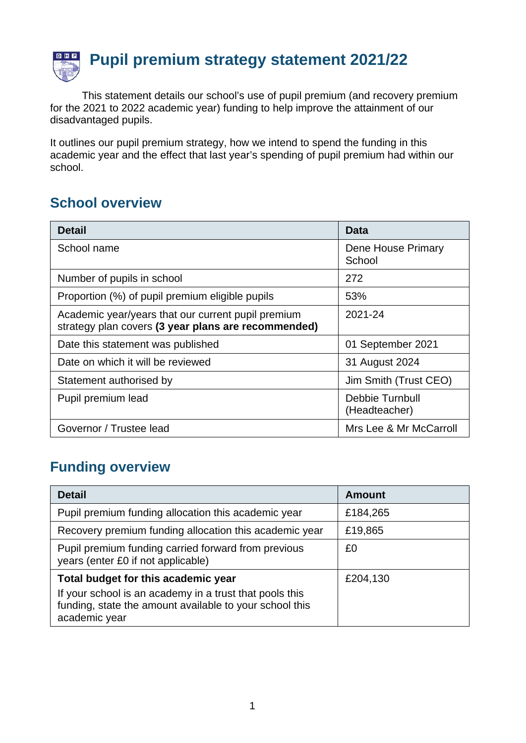# Pupil premium strategy statement 2021/22

This statement details our school's use of pupil premium (and recovery premium for the 2021 to 2022 academic year) funding to help improve the attainment of our disadvantaged pupils.

It outlines our pupil premium strategy, how we intend to spend the funding in this academic year and the effect that last year's spending of pupil premium had within our school.

## School overview

| Detail | Data |
|---|---|
| School name | Dene House Primary School |
| Number of pupils in school | 272 |
| Proportion (%) of pupil premium eligible pupils | 53% |
| Academic year/years that our current pupil premium strategy plan covers **(3 year plans are recommended)** | 2021-24 |
| Date this statement was published | 01 September 2021 |
| Date on which it will be reviewed | 31 August 2024 |
| Statement authorised by | Jim Smith (Trust CEO) |
| Pupil premium lead | Debbie Turnbull (Headteacher) |
| Governor / Trustee lead | Mrs Lee & Mr McCarroll |

## Funding overview

| Detail | Amount |
|---|---|
| Pupil premium funding allocation this academic year | £184,265 |
| Recovery premium funding allocation this academic year | £19,865 |
| Pupil premium funding carried forward from previous years (enter £0 if not applicable) | £0 |
| **Total budget for this academic year** If your school is an academy in a trust that pools this funding, state the amount available to your school this academic year | £204,130 |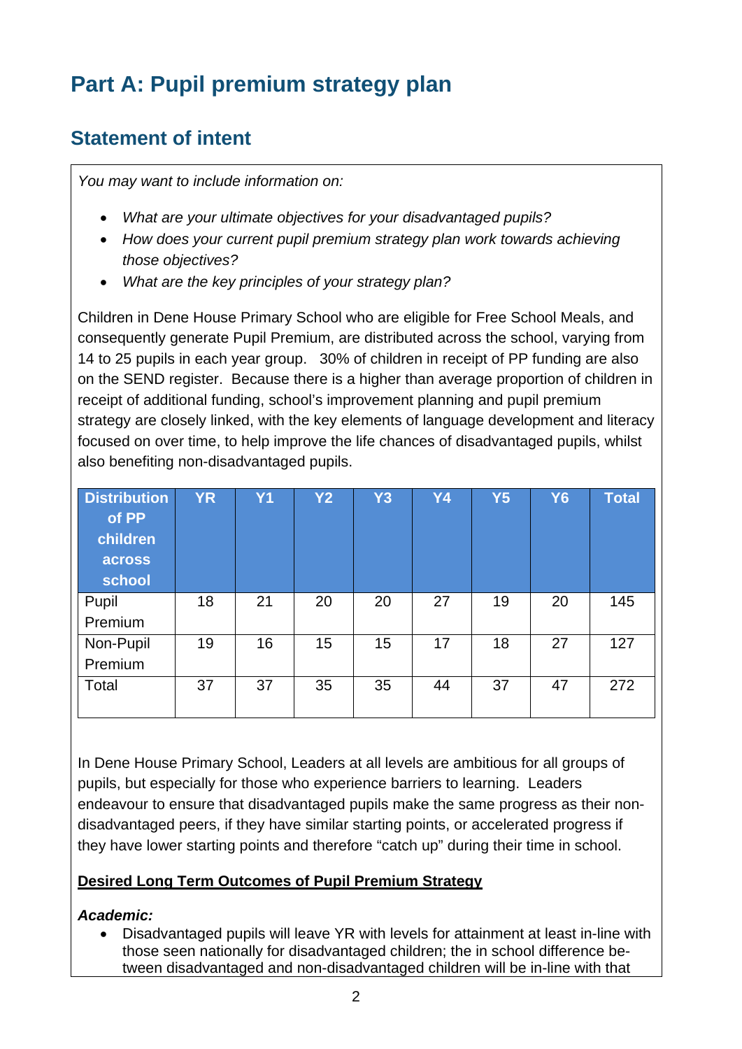# Part A: Pupil premium strategy plan

## Statement of intent

*You may want to include information on:*

- *What are your ultimate objectives for your disadvantaged pupils?*
- *How does your current pupil premium strategy plan work towards achieving those objectives?*
- *What are the key principles of your strategy plan?*

Children in Dene House Primary School who are eligible for Free School Meals, and consequently generate Pupil Premium, are distributed across the school, varying from 14 to 25 pupils in each year group. 30% of children in receipt of PP funding are also on the SEND register. Because there is a higher than average proportion of children in receipt of additional funding, school's improvement planning and pupil premium strategy are closely linked, with the key elements of language development and literacy focused on over time, to help improve the life chances of disadvantaged pupils, whilst also benefiting non-disadvantaged pupils.

| Distribution of PP children across school | YR | Y1 | Y2 | Y3 | Y4 | Y5 | Y6 | Total |
|---|---|---|---|---|---|---|---|---|
| Pupil Premium | 18 | 21 | 20 | 20 | 27 | 19 | 20 | 145 |
| Non-Pupil Premium | 19 | 16 | 15 | 15 | 17 | 18 | 27 | 127 |
| Total | 37 | 37 | 35 | 35 | 44 | 37 | 47 | 272 |

In Dene House Primary School, Leaders at all levels are ambitious for all groups of pupils, but especially for those who experience barriers to learning. Leaders endeavour to ensure that disadvantaged pupils make the same progress as their non-disadvantaged peers, if they have similar starting points, or accelerated progress if they have lower starting points and therefore "catch up" during their time in school.

**<u>Desired Long Term Outcomes of Pupil Premium Strategy</u>**

***Academic:***

- Disadvantaged pupils will leave YR with levels for attainment at least in-line with those seen nationally for disadvantaged children; the in school difference between disadvantaged and non-disadvantaged children will be in-line with that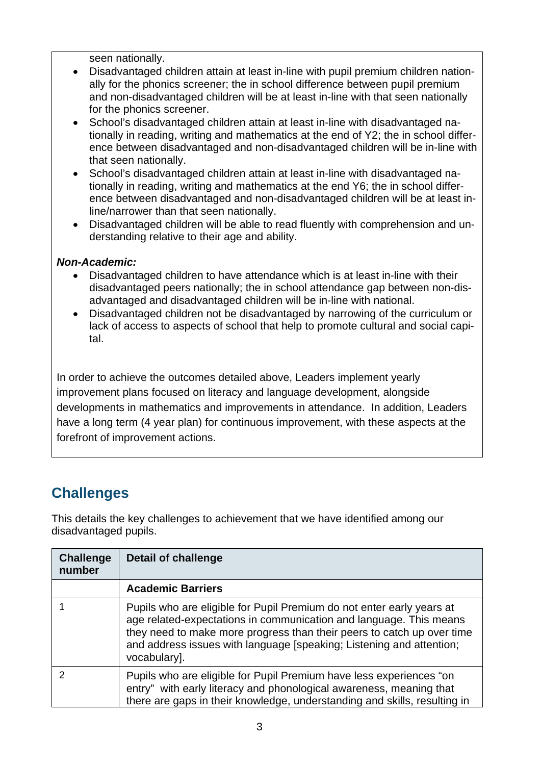seen nationally.

- Disadvantaged children attain at least in-line with pupil premium children nationally for the phonics screener; the in school difference between pupil premium and non-disadvantaged children will be at least in-line with that seen nationally for the phonics screener.
- School's disadvantaged children attain at least in-line with disadvantaged nationally in reading, writing and mathematics at the end of Y2; the in school difference between disadvantaged and non-disadvantaged children will be in-line with that seen nationally.
- School's disadvantaged children attain at least in-line with disadvantaged nationally in reading, writing and mathematics at the end Y6; the in school difference between disadvantaged and non-disadvantaged children will be at least in-line/narrower than that seen nationally.
- Disadvantaged children will be able to read fluently with comprehension and understanding relative to their age and ability.

***Non-Academic:***

- Disadvantaged children to have attendance which is at least in-line with their disadvantaged peers nationally; the in school attendance gap between non-disadvantaged and disadvantaged children will be in-line with national.
- Disadvantaged children not be disadvantaged by narrowing of the curriculum or lack of access to aspects of school that help to promote cultural and social capital.

In order to achieve the outcomes detailed above, Leaders implement yearly improvement plans focused on literacy and language development, alongside developments in mathematics and improvements in attendance. In addition, Leaders have a long term (4 year plan) for continuous improvement, with these aspects at the forefront of improvement actions.

## Challenges

This details the key challenges to achievement that we have identified among our disadvantaged pupils.

| Challenge number | Detail of challenge |
| --- | --- |
| | **Academic Barriers** |
| 1 | Pupils who are eligible for Pupil Premium do not enter early years at age related-expectations in communication and language. This means they need to make more progress than their peers to catch up over time and address issues with language [speaking; Listening and attention; vocabulary]. |
| 2 | Pupils who are eligible for Pupil Premium have less experiences "on entry" with early literacy and phonological awareness, meaning that there are gaps in their knowledge, understanding and skills, resulting in |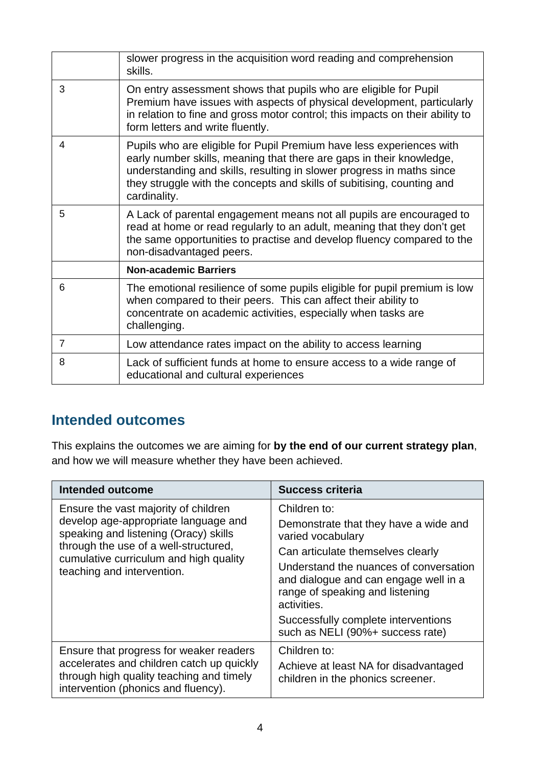| | |
|---|---|
| | slower progress in the acquisition word reading and comprehension skills. |
| 3 | On entry assessment shows that pupils who are eligible for Pupil Premium have issues with aspects of physical development, particularly in relation to fine and gross motor control; this impacts on their ability to form letters and write fluently. |
| 4 | Pupils who are eligible for Pupil Premium have less experiences with early number skills, meaning that there are gaps in their knowledge, understanding and skills, resulting in slower progress in maths since they struggle with the concepts and skills of subitising, counting and cardinality. |
| 5 | A Lack of parental engagement means not all pupils are encouraged to read at home or read regularly to an adult, meaning that they don't get the same opportunities to practise and develop fluency compared to the non-disadvantaged peers. |
| | **Non-academic Barriers** |
| 6 | The emotional resilience of some pupils eligible for pupil premium is low when compared to their peers. This can affect their ability to concentrate on academic activities, especially when tasks are challenging. |
| 7 | Low attendance rates impact on the ability to access learning |
| 8 | Lack of sufficient funds at home to ensure access to a wide range of educational and cultural experiences |

## Intended outcomes

This explains the outcomes we are aiming for **by the end of our current strategy plan**, and how we will measure whether they have been achieved.

| Intended outcome | Success criteria |
|---|---|
| Ensure the vast majority of children develop age-appropriate language and speaking and listening (Oracy) skills through the use of a well-structured, cumulative curriculum and high quality teaching and intervention. | Children to:<br>Demonstrate that they have a wide and varied vocabulary<br>Can articulate themselves clearly<br>Understand the nuances of conversation and dialogue and can engage well in a range of speaking and listening activities.<br>Successfully complete interventions such as NELI (90%+ success rate) |
| Ensure that progress for weaker readers accelerates and children catch up quickly through high quality teaching and timely intervention (phonics and fluency). | Children to:<br>Achieve at least NA for disadvantaged children in the phonics screener. |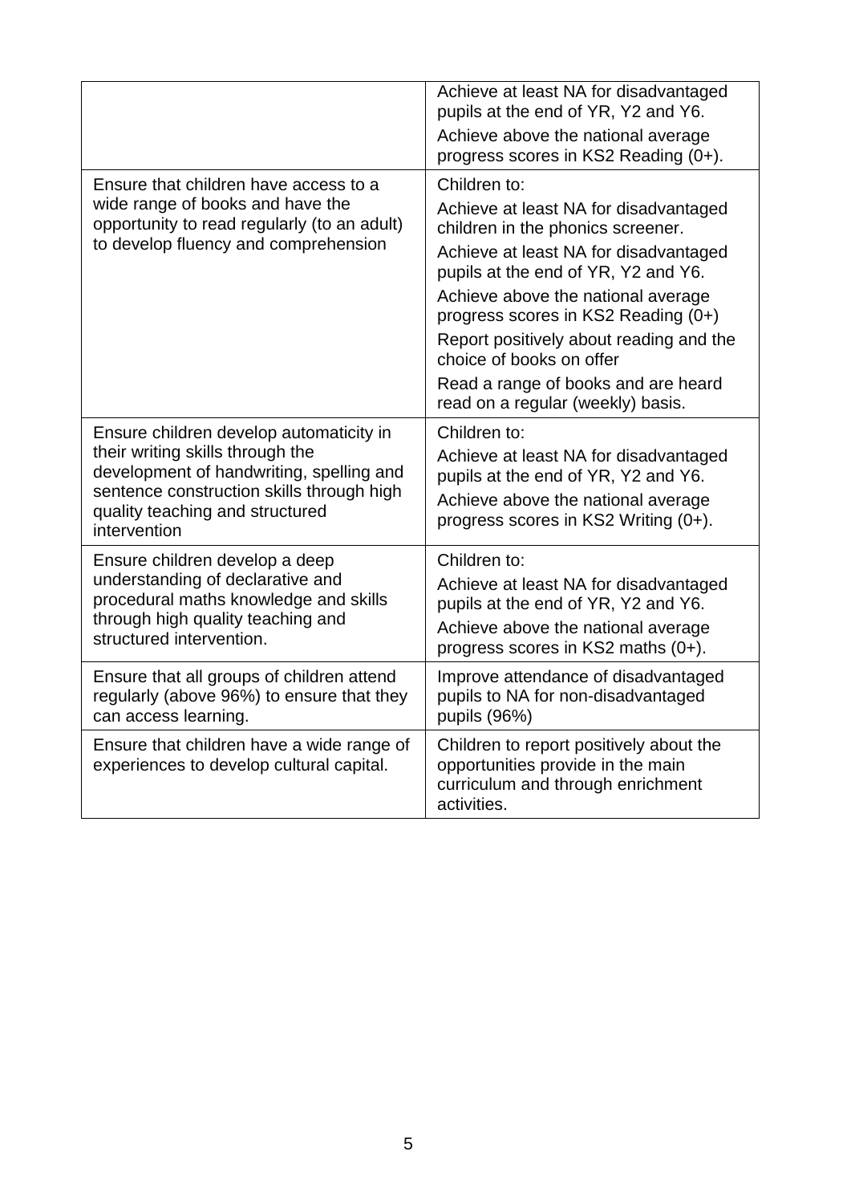| | |
|---|---|
| | Achieve at least NA for disadvantaged pupils at the end of YR, Y2 and Y6.<br>Achieve above the national average progress scores in KS2 Reading (0+). |
| Ensure that children have access to a wide range of books and have the opportunity to read regularly (to an adult) to develop fluency and comprehension | Children to:<br>Achieve at least NA for disadvantaged children in the phonics screener.<br>Achieve at least NA for disadvantaged pupils at the end of YR, Y2 and Y6.<br>Achieve above the national average progress scores in KS2 Reading (0+)<br>Report positively about reading and the choice of books on offer<br>Read a range of books and are heard read on a regular (weekly) basis. |
| Ensure children develop automaticity in their writing skills through the development of handwriting, spelling and sentence construction skills through high quality teaching and structured intervention | Children to:<br>Achieve at least NA for disadvantaged pupils at the end of YR, Y2 and Y6.<br>Achieve above the national average progress scores in KS2 Writing (0+). |
| Ensure children develop a deep understanding of declarative and procedural maths knowledge and skills through high quality teaching and structured intervention. | Children to:<br>Achieve at least NA for disadvantaged pupils at the end of YR, Y2 and Y6.<br>Achieve above the national average progress scores in KS2 maths (0+). |
| Ensure that all groups of children attend regularly (above 96%) to ensure that they can access learning. | Improve attendance of disadvantaged pupils to NA for non-disadvantaged pupils (96%) |
| Ensure that children have a wide range of experiences to develop cultural capital. | Children to report positively about the opportunities provide in the main curriculum and through enrichment activities. |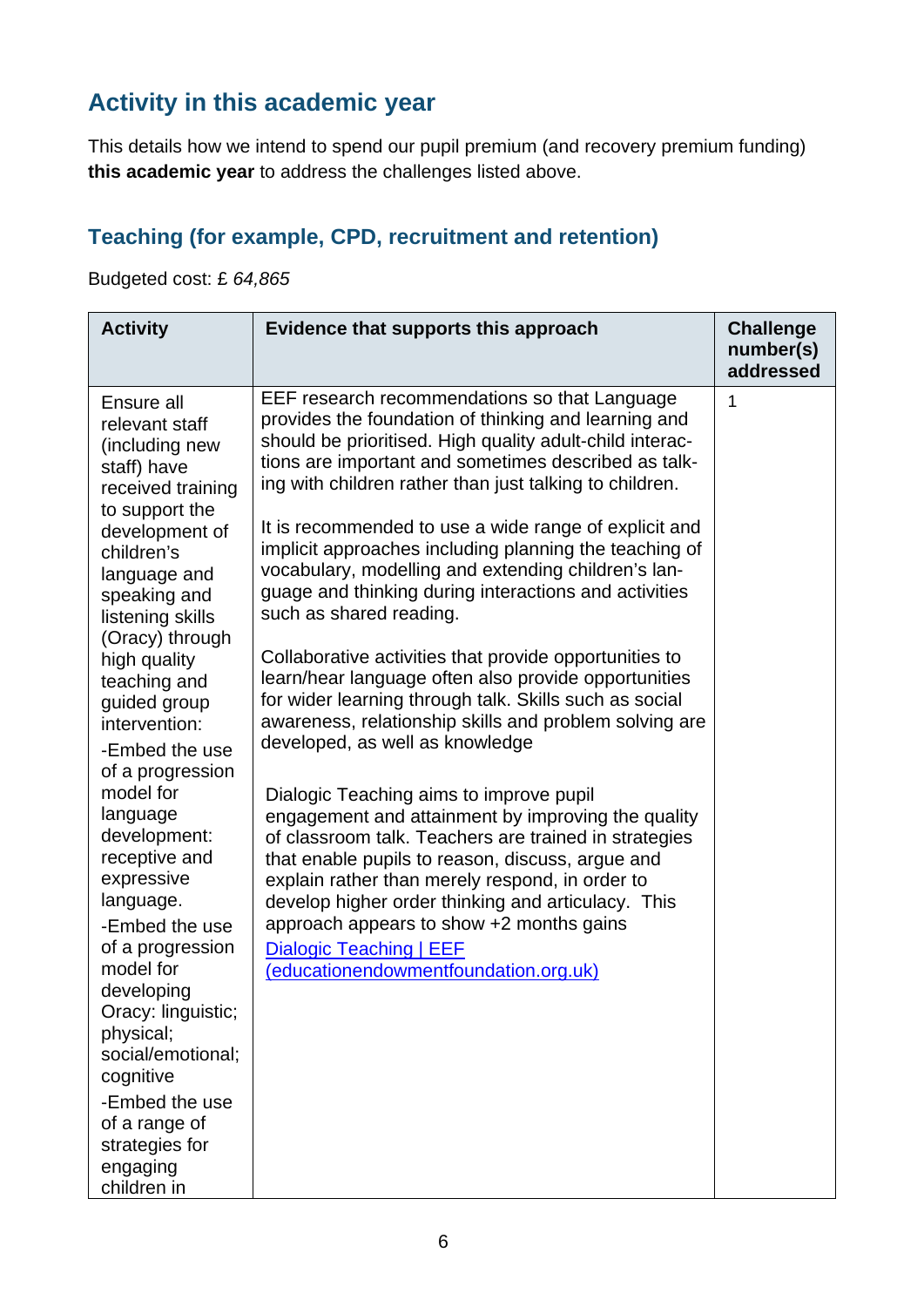## Activity in this academic year

This details how we intend to spend our pupil premium (and recovery premium funding) **this academic year** to address the challenges listed above.

### Teaching (for example, CPD, recruitment and retention)

Budgeted cost: £ *64,865*

| Activity | Evidence that supports this approach | Challenge number(s) addressed |
|---|---|---|
| Ensure all relevant staff (including new staff) have received training to support the development of children's language and speaking and listening skills (Oracy) through high quality teaching and guided group intervention:<br>-Embed the use of a progression model for language development: receptive and expressive language.<br>-Embed the use of a progression model for developing Oracy: linguistic; physical; social/emotional; cognitive<br>-Embed the use of a range of strategies for engaging children in | EEF research recommendations so that Language provides the foundation of thinking and learning and should be prioritised. High quality adult-child interactions are important and sometimes described as talking with children rather than just talking to children.<br><br>It is recommended to use a wide range of explicit and implicit approaches including planning the teaching of vocabulary, modelling and extending children's language and thinking during interactions and activities such as shared reading.<br><br>Collaborative activities that provide opportunities to learn/hear language often also provide opportunities for wider learning through talk. Skills such as social awareness, relationship skills and problem solving are developed, as well as knowledge<br><br>Dialogic Teaching aims to improve pupil engagement and attainment by improving the quality of classroom talk. Teachers are trained in strategies that enable pupils to reason, discuss, argue and explain rather than merely respond, in order to develop higher order thinking and articulacy. This approach appears to show +2 months gains<br>[Dialogic Teaching \| EEF (educationendowmentfoundation.org.uk)](https://educationendowmentfoundation.org.uk) | 1 |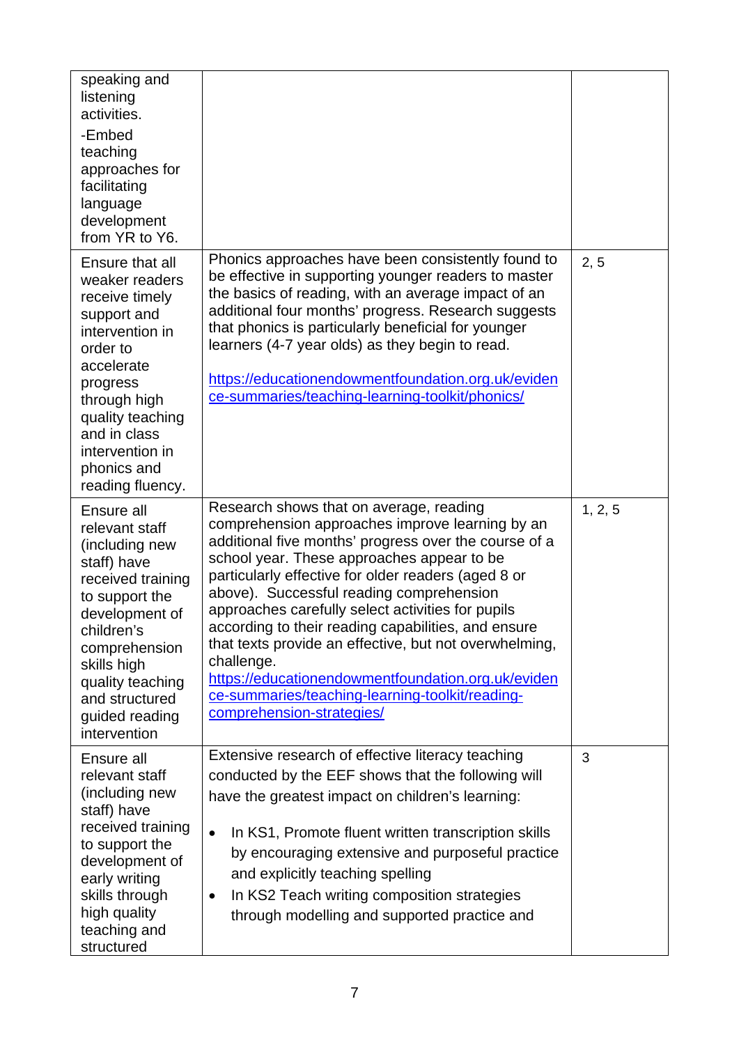| | | |
|---|---|---|
| speaking and listening activities.<br>-Embed teaching approaches for facilitating language development from YR to Y6. | | |
| Ensure that all weaker readers receive timely support and intervention in order to accelerate progress through high quality teaching and in class intervention in phonics and reading fluency. | Phonics approaches have been consistently found to be effective in supporting younger readers to master the basics of reading, with an average impact of an additional four months' progress. Research suggests that phonics is particularly beneficial for younger learners (4-7 year olds) as they begin to read.<br><br>https://educationendowmentfoundation.org.uk/evidence-summaries/teaching-learning-toolkit/phonics/ | 2, 5 |
| Ensure all relevant staff (including new staff) have received training to support the development of children's comprehension skills high quality teaching and structured guided reading intervention | Research shows that on average, reading comprehension approaches improve learning by an additional five months' progress over the course of a school year. These approaches appear to be particularly effective for older readers (aged 8 or above). Successful reading comprehension approaches carefully select activities for pupils according to their reading capabilities, and ensure that texts provide an effective, but not overwhelming, challenge.<br>https://educationendowmentfoundation.org.uk/evidence-summaries/teaching-learning-toolkit/reading-comprehension-strategies/ | 1, 2, 5 |
| Ensure all relevant staff (including new staff) have received training to support the development of early writing skills through high quality teaching and structured | Extensive research of effective literacy teaching conducted by the EEF shows that the following will have the greatest impact on children's learning:<br><br>• In KS1, Promote fluent written transcription skills by encouraging extensive and purposeful practice and explicitly teaching spelling<br>• In KS2 Teach writing composition strategies through modelling and supported practice and | 3 |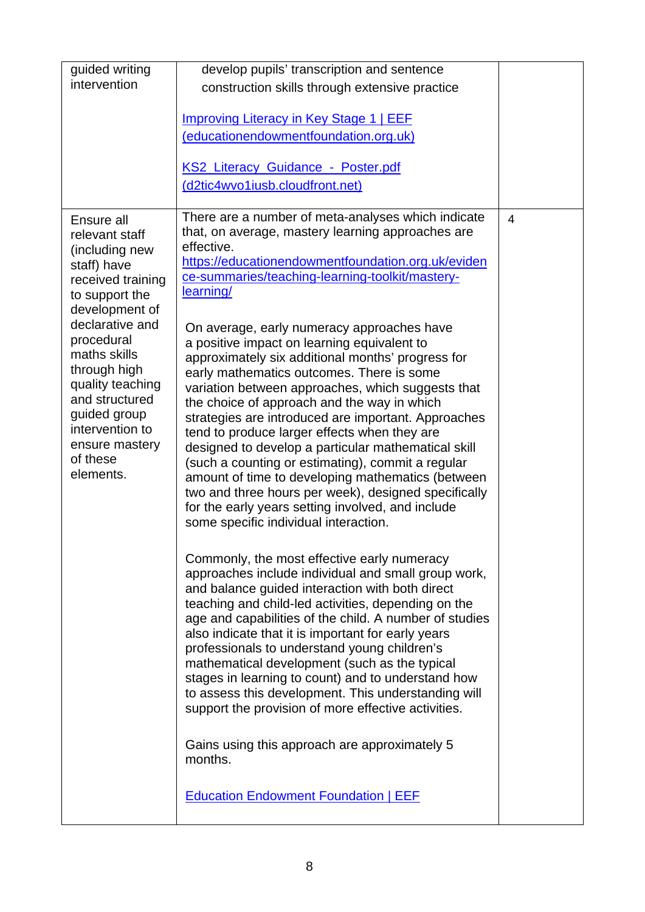| | | |
|---|---|---|
| guided writing intervention | develop pupils' transcription and sentence construction skills through extensive practice<br><br>[Improving Literacy in Key Stage 1 \| EEF (educationendowmentfoundation.org.uk)]<br><br>[KS2_Literacy_Guidance_-_Poster.pdf (d2tic4wvo1iusb.cloudfront.net)] | |
| Ensure all relevant staff (including new staff) have received training to support the development of declarative and procedural maths skills through high quality teaching and structured guided group intervention to ensure mastery of these elements. | There are a number of meta-analyses which indicate that, on average, mastery learning approaches are effective.<br>https://educationendowmentfoundation.org.uk/evidence-summaries/teaching-learning-toolkit/mastery-learning/<br><br>On average, early numeracy approaches have a positive impact on learning equivalent to approximately six additional months' progress for early mathematics outcomes. There is some variation between approaches, which suggests that the choice of approach and the way in which strategies are introduced are important. Approaches tend to produce larger effects when they are designed to develop a particular mathematical skill (such a counting or estimating), commit a regular amount of time to developing mathematics (between two and three hours per week), designed specifically for the early years setting involved, and include some specific individual interaction.<br><br>Commonly, the most effective early numeracy approaches include individual and small group work, and balance guided interaction with both direct teaching and child-led activities, depending on the age and capabilities of the child. A number of studies also indicate that it is important for early years professionals to understand young children's mathematical development (such as the typical stages in learning to count) and to understand how to assess this development. This understanding will support the provision of more effective activities.<br><br>Gains using this approach are approximately 5 months.<br><br>[Education Endowment Foundation \| EEF] | 4 |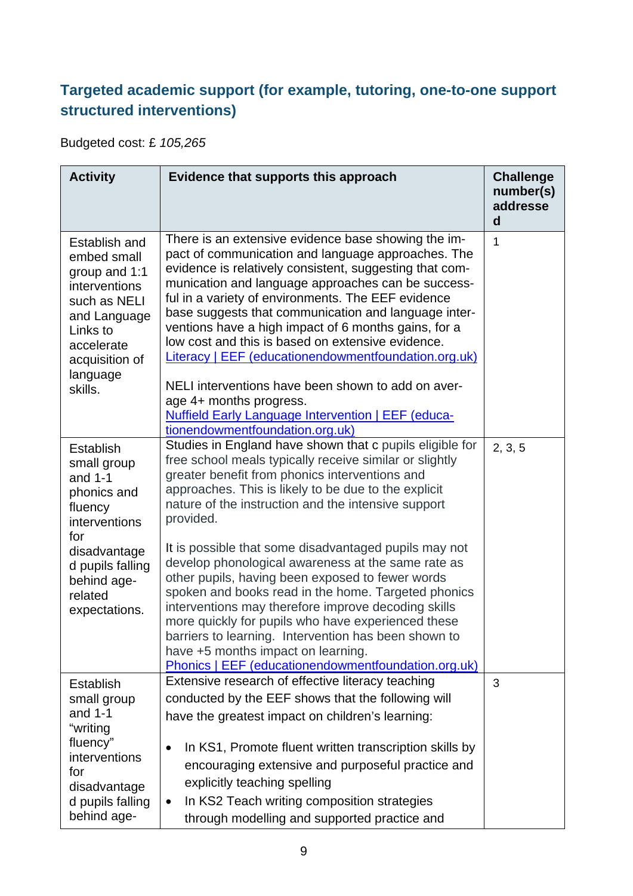### Targeted academic support (for example, tutoring, one-to-one support structured interventions)

Budgeted cost: £ *105,265*

| Activity | Evidence that supports this approach | Challenge number(s) addressed |
|---|---|---|
| Establish and embed small group and 1:1 interventions such as NELI and Language Links to accelerate acquisition of language skills. | There is an extensive evidence base showing the impact of communication and language approaches. The evidence is relatively consistent, suggesting that communication and language approaches can be successful in a variety of environments. The EEF evidence base suggests that communication and language interventions have a high impact of 6 months gains, for a low cost and this is based on extensive evidence. [Literacy \| EEF (educationendowmentfoundation.org.uk)]<br><br>NELI interventions have been shown to add on average 4+ months progress. [Nuffield Early Language Intervention \| EEF (educationendowmentfoundation.org.uk)] | 1 |
| Establish small group and 1-1 phonics and fluency interventions for disadvantaged pupils falling behind age-related expectations. | Studies in England have shown that c pupils eligible for free school meals typically receive similar or slightly greater benefit from phonics interventions and approaches. This is likely to be due to the explicit nature of the instruction and the intensive support provided.<br><br>It is possible that some disadvantaged pupils may not develop phonological awareness at the same rate as other pupils, having been exposed to fewer words spoken and books read in the home. Targeted phonics interventions may therefore improve decoding skills more quickly for pupils who have experienced these barriers to learning. Intervention has been shown to have +5 months impact on learning. [Phonics \| EEF (educationendowmentfoundation.org.uk)] | 2, 3, 5 |
| Establish small group and 1-1 "writing fluency" interventions for disadvantaged pupils falling behind age- | Extensive research of effective literacy teaching conducted by the EEF shows that the following will have the greatest impact on children's learning:<br><br>• In KS1, Promote fluent written transcription skills by encouraging extensive and purposeful practice and explicitly teaching spelling<br>• In KS2 Teach writing composition strategies through modelling and supported practice and | 3 |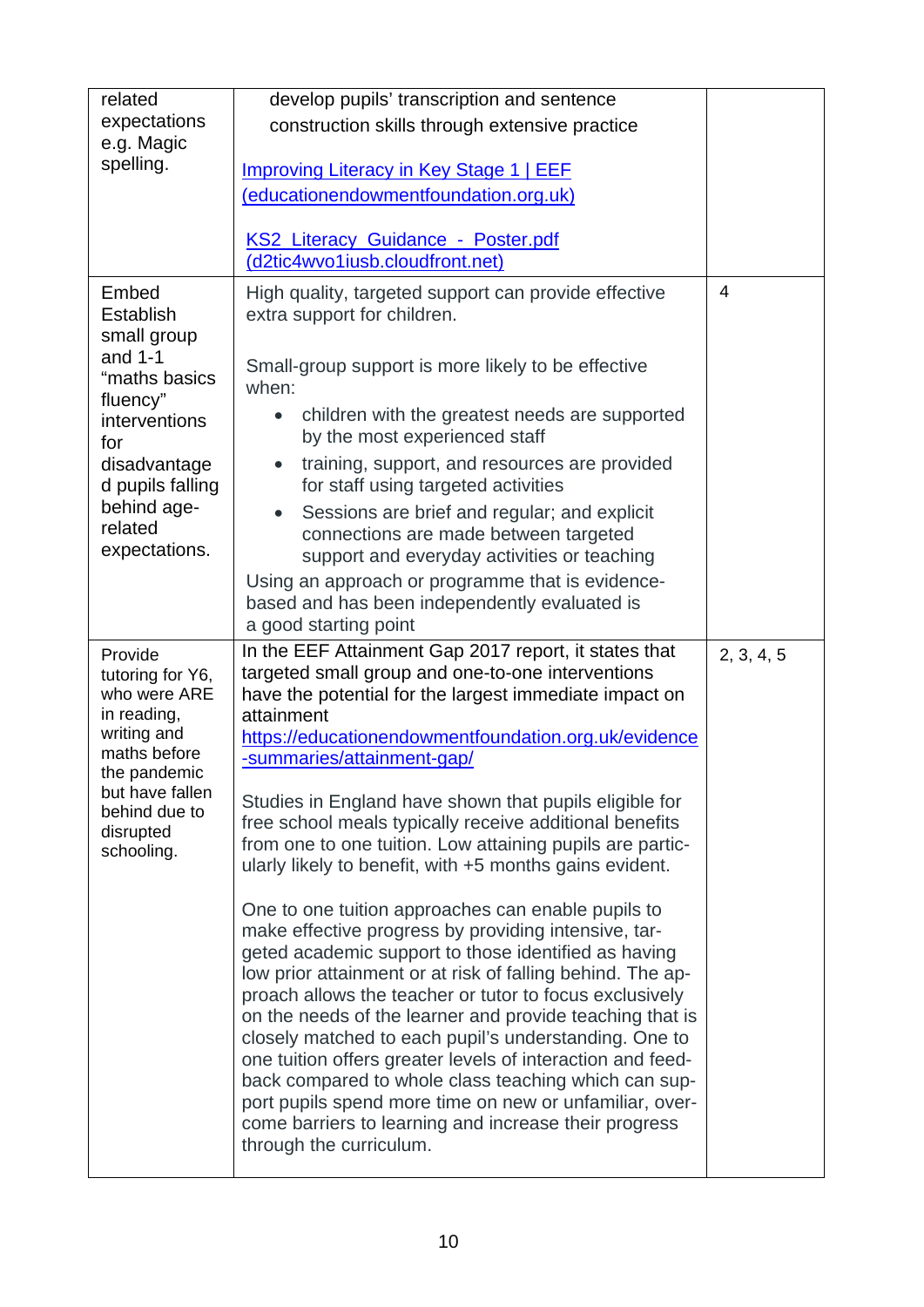| | | |
|---|---|---|
| related expectations e.g. Magic spelling. | develop pupils' transcription and sentence construction skills through extensive practice<br><br>[Improving Literacy in Key Stage 1 \| EEF (educationendowmentfoundation.org.uk)](https://educationendowmentfoundation.org.uk)<br><br>[KS2_Literacy_Guidance_-_Poster.pdf (d2tic4wvo1iusb.cloudfront.net)](https://d2tic4wvo1iusb.cloudfront.net) | |
| Embed Establish small group and 1-1 "maths basics fluency" interventions for disadvantaged pupils falling behind age-related expectations. | High quality, targeted support can provide effective extra support for children.<br><br>Small-group support is more likely to be effective when:<br>• children with the greatest needs are supported by the most experienced staff<br>• training, support, and resources are provided for staff using targeted activities<br>• Sessions are brief and regular; and explicit connections are made between targeted support and everyday activities or teaching<br><br>Using an approach or programme that is evidence-based and has been independently evaluated is a good starting point | 4 |
| Provide tutoring for Y6, who were ARE in reading, writing and maths before the pandemic but have fallen behind due to disrupted schooling. | In the EEF Attainment Gap 2017 report, it states that targeted small group and one-to-one interventions have the potential for the largest immediate impact on attainment<br>https://educationendowmentfoundation.org.uk/evidence-summaries/attainment-gap/<br><br>Studies in England have shown that pupils eligible for free school meals typically receive additional benefits from one to one tuition. Low attaining pupils are particularly likely to benefit, with +5 months gains evident.<br><br>One to one tuition approaches can enable pupils to make effective progress by providing intensive, targeted academic support to those identified as having low prior attainment or at risk of falling behind. The approach allows the teacher or tutor to focus exclusively on the needs of the learner and provide teaching that is closely matched to each pupil's understanding. One to one tuition offers greater levels of interaction and feedback compared to whole class teaching which can support pupils spend more time on new or unfamiliar, overcome barriers to learning and increase their progress through the curriculum. | 2, 3, 4, 5 |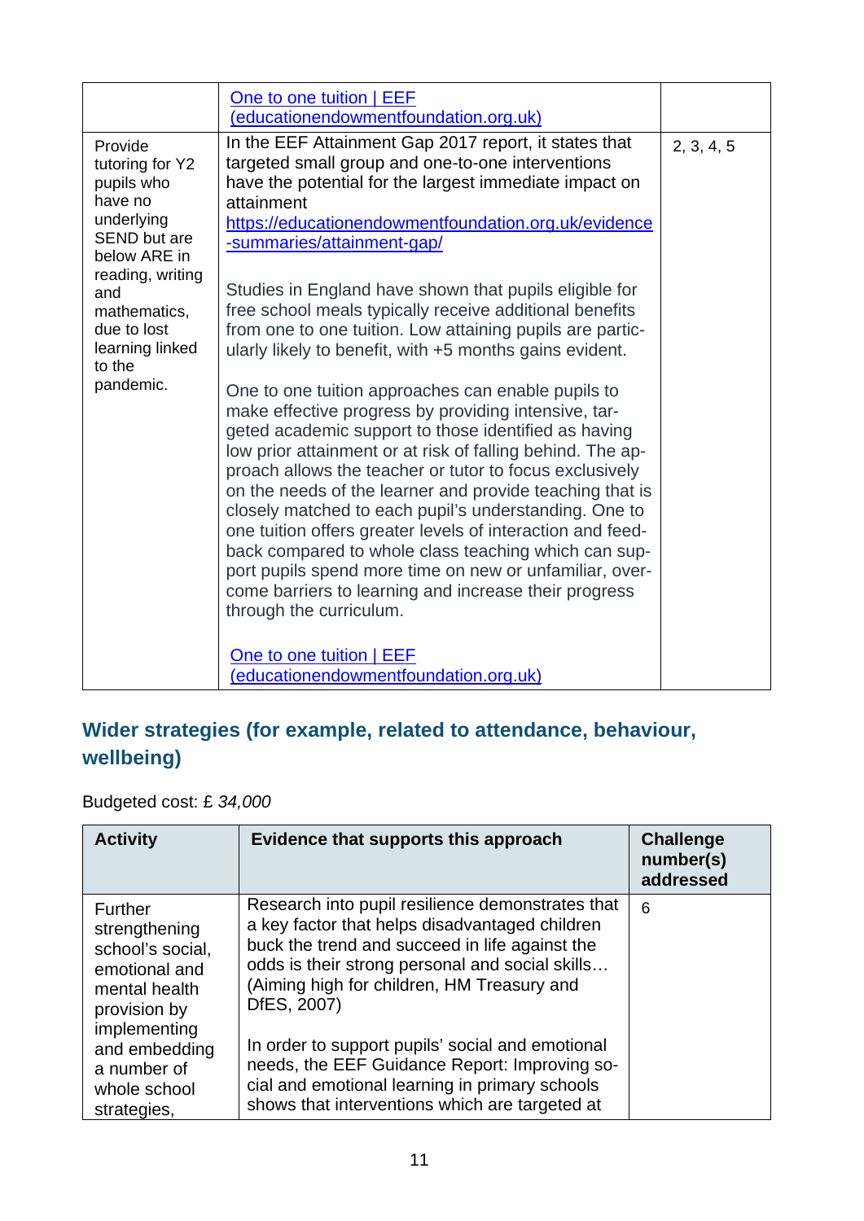| | | |
|---|---|---|
| | [One to one tuition \| EEF (educationendowmentfoundation.org.uk)](https://educationendowmentfoundation.org.uk) | |
| Provide tutoring for Y2 pupils who have no underlying SEND but are below ARE in reading, writing and mathematics, due to lost learning linked to the pandemic. | In the EEF Attainment Gap 2017 report, it states that targeted small group and one-to-one interventions have the potential for the largest immediate impact on attainment<br>https://educationendowmentfoundation.org.uk/evidence-summaries/attainment-gap/<br><br>Studies in England have shown that pupils eligible for free school meals typically receive additional benefits from one to one tuition. Low attaining pupils are particularly likely to benefit, with +5 months gains evident.<br><br>One to one tuition approaches can enable pupils to make effective progress by providing intensive, targeted academic support to those identified as having low prior attainment or at risk of falling behind. The approach allows the teacher or tutor to focus exclusively on the needs of the learner and provide teaching that is closely matched to each pupil's understanding. One to one tuition offers greater levels of interaction and feedback compared to whole class teaching which can support pupils spend more time on new or unfamiliar, overcome barriers to learning and increase their progress through the curriculum.<br><br>[One to one tuition \| EEF (educationendowmentfoundation.org.uk)](https://educationendowmentfoundation.org.uk) | 2, 3, 4, 5 |

## Wider strategies (for example, related to attendance, behaviour, wellbeing)

Budgeted cost: £ *34,000*

| Activity | Evidence that supports this approach | Challenge number(s) addressed |
|---|---|---|
| Further strengthening school's social, emotional and mental health provision by implementing and embedding a number of whole school strategies, | Research into pupil resilience demonstrates that a key factor that helps disadvantaged children buck the trend and succeed in life against the odds is their strong personal and social skills… (Aiming high for children, HM Treasury and DfES, 2007)<br><br>In order to support pupils' social and emotional needs, the EEF Guidance Report: Improving social and emotional learning in primary schools shows that interventions which are targeted at | 6 |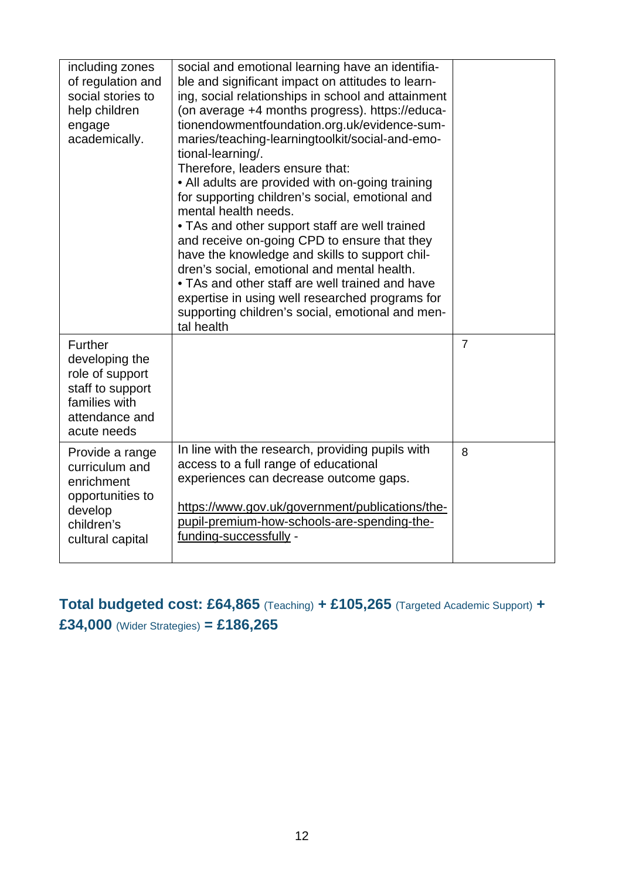| | | |
|---|---|---|
| including zones of regulation and social stories to help children engage academically. | social and emotional learning have an identifiable and significant impact on attitudes to learning, social relationships in school and attainment (on average +4 months progress). https://educationendowmentfoundation.org.uk/evidence-summaries/teaching-learningtoolkit/social-and-emotional-learning/.<br>Therefore, leaders ensure that:<br>• All adults are provided with on-going training for supporting children's social, emotional and mental health needs.<br>• TAs and other support staff are well trained and receive on-going CPD to ensure that they have the knowledge and skills to support children's social, emotional and mental health.<br>• TAs and other staff are well trained and have expertise in using well researched programs for supporting children's social, emotional and mental health | |
| Further developing the role of support staff to support families with attendance and acute needs | | 7 |
| Provide a range curriculum and enrichment opportunities to develop children's cultural capital | In line with the research, providing pupils with access to a full range of educational experiences can decrease outcome gaps.<br><br>https://www.gov.uk/government/publications/the-pupil-premium-how-schools-are-spending-the-funding-successfully - | 8 |

**Total budgeted cost: £64,865** (Teaching) **+ £105,265** (Targeted Academic Support) **+ £34,000** (Wider Strategies) **= £186,265**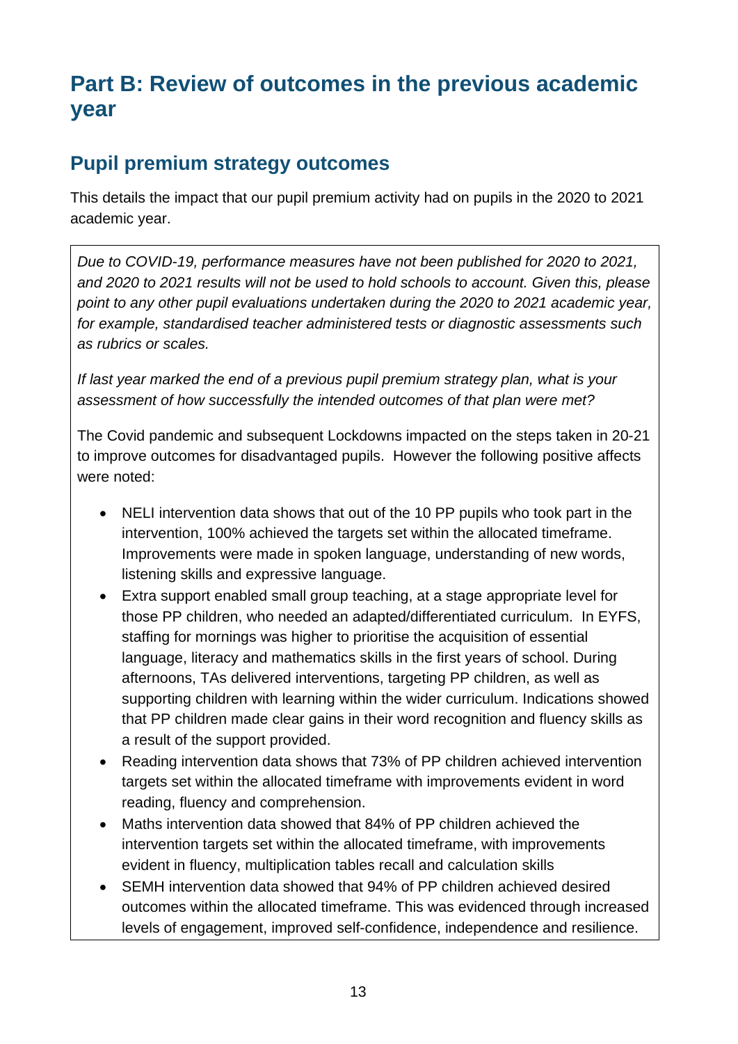# Part B: Review of outcomes in the previous academic year

## Pupil premium strategy outcomes

This details the impact that our pupil premium activity had on pupils in the 2020 to 2021 academic year.

*Due to COVID-19, performance measures have not been published for 2020 to 2021, and 2020 to 2021 results will not be used to hold schools to account. Given this, please point to any other pupil evaluations undertaken during the 2020 to 2021 academic year, for example, standardised teacher administered tests or diagnostic assessments such as rubrics or scales.*

*If last year marked the end of a previous pupil premium strategy plan, what is your assessment of how successfully the intended outcomes of that plan were met?*

The Covid pandemic and subsequent Lockdowns impacted on the steps taken in 20-21 to improve outcomes for disadvantaged pupils. However the following positive affects were noted:

- NELI intervention data shows that out of the 10 PP pupils who took part in the intervention, 100% achieved the targets set within the allocated timeframe. Improvements were made in spoken language, understanding of new words, listening skills and expressive language.
- Extra support enabled small group teaching, at a stage appropriate level for those PP children, who needed an adapted/differentiated curriculum. In EYFS, staffing for mornings was higher to prioritise the acquisition of essential language, literacy and mathematics skills in the first years of school. During afternoons, TAs delivered interventions, targeting PP children, as well as supporting children with learning within the wider curriculum. Indications showed that PP children made clear gains in their word recognition and fluency skills as a result of the support provided.
- Reading intervention data shows that 73% of PP children achieved intervention targets set within the allocated timeframe with improvements evident in word reading, fluency and comprehension.
- Maths intervention data showed that 84% of PP children achieved the intervention targets set within the allocated timeframe, with improvements evident in fluency, multiplication tables recall and calculation skills
- SEMH intervention data showed that 94% of PP children achieved desired outcomes within the allocated timeframe. This was evidenced through increased levels of engagement, improved self-confidence, independence and resilience.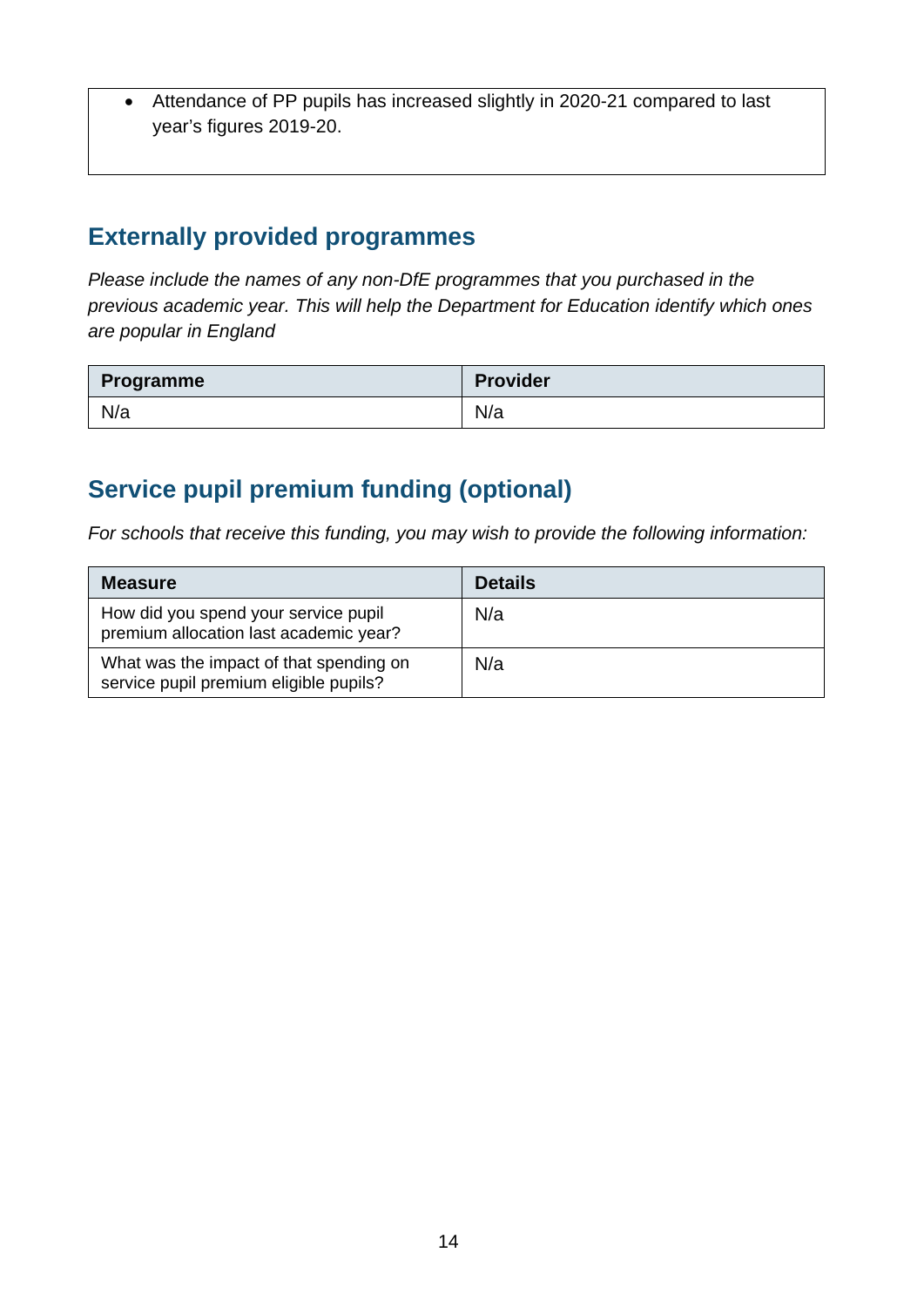- Attendance of PP pupils has increased slightly in 2020-21 compared to last year's figures 2019-20.

## Externally provided programmes

*Please include the names of any non-DfE programmes that you purchased in the previous academic year. This will help the Department for Education identify which ones are popular in England*

| Programme | Provider |
|---|---|
| N/a | N/a |

## Service pupil premium funding (optional)

*For schools that receive this funding, you may wish to provide the following information:*

| Measure | Details |
|---|---|
| How did you spend your service pupil premium allocation last academic year? | N/a |
| What was the impact of that spending on service pupil premium eligible pupils? | N/a |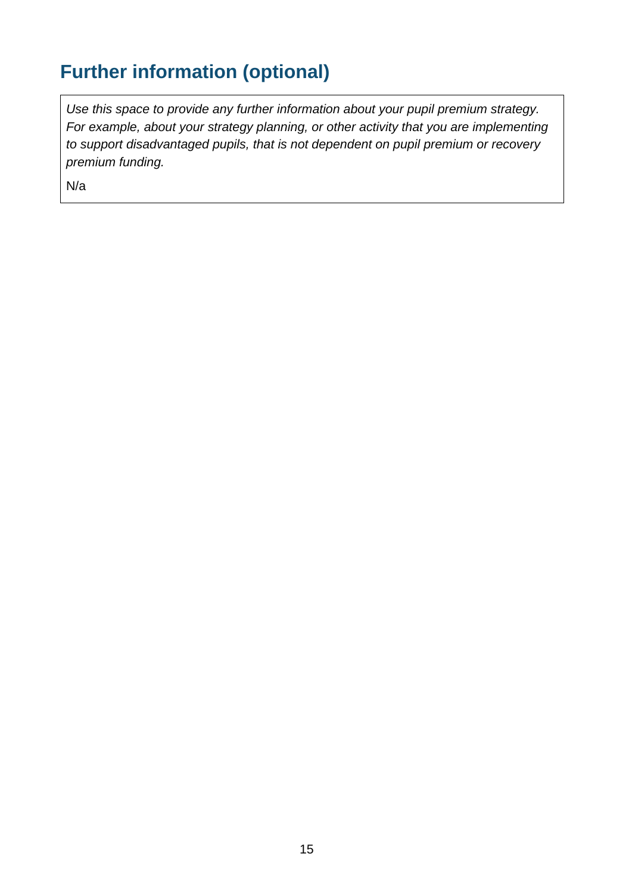## Further information (optional)

*Use this space to provide any further information about your pupil premium strategy. For example, about your strategy planning, or other activity that you are implementing to support disadvantaged pupils, that is not dependent on pupil premium or recovery premium funding.*

N/a